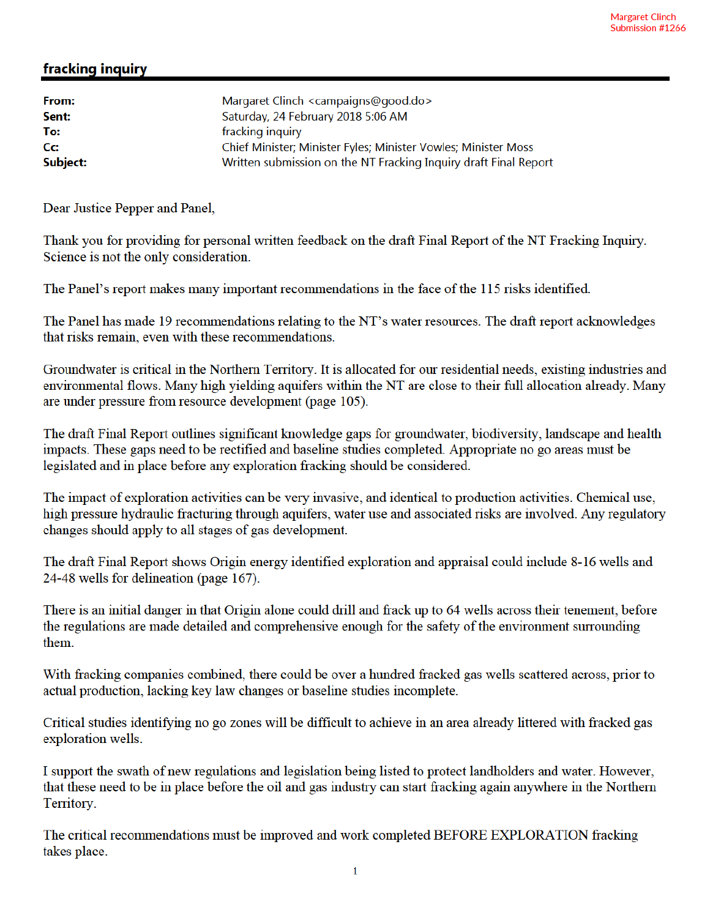Margaret Clinch
Submission #1266

# fracking inquiry

| | |
|---|---|
| **From:** | Margaret Clinch <campaigns@good.do> |
| **Sent:** | Saturday, 24 February 2018 5:06 AM |
| **To:** | fracking inquiry |
| **Cc:** | Chief Minister; Minister Fyles; Minister Vowles; Minister Moss |
| **Subject:** | Written submission on the NT Fracking Inquiry draft Final Report |

Dear Justice Pepper and Panel,

Thank you for providing for personal written feedback on the draft Final Report of the NT Fracking Inquiry. Science is not the only consideration.

The Panel's report makes many important recommendations in the face of the 115 risks identified.

The Panel has made 19 recommendations relating to the NT's water resources. The draft report acknowledges that risks remain, even with these recommendations.

Groundwater is critical in the Northern Territory. It is allocated for our residential needs, existing industries and environmental flows. Many high yielding aquifers within the NT are close to their full allocation already. Many are under pressure from resource development (page 105).

The draft Final Report outlines significant knowledge gaps for groundwater, biodiversity, landscape and health impacts. These gaps need to be rectified and baseline studies completed. Appropriate no go areas must be legislated and in place before any exploration fracking should be considered.

The impact of exploration activities can be very invasive, and identical to production activities. Chemical use, high pressure hydraulic fracturing through aquifers, water use and associated risks are involved. Any regulatory changes should apply to all stages of gas development.

The draft Final Report shows Origin energy identified exploration and appraisal could include 8-16 wells and 24-48 wells for delineation (page 167).

There is an initial danger in that Origin alone could drill and frack up to 64 wells across their tenement, before the regulations are made detailed and comprehensive enough for the safety of the environment surrounding them.

With fracking companies combined, there could be over a hundred fracked gas wells scattered across, prior to actual production, lacking key law changes or baseline studies incomplete.

Critical studies identifying no go zones will be difficult to achieve in an area already littered with fracked gas exploration wells.

I support the swath of new regulations and legislation being listed to protect landholders and water. However, that these need to be in place before the oil and gas industry can start fracking again anywhere in the Northern Territory.

The critical recommendations must be improved and work completed BEFORE EXPLORATION fracking takes place.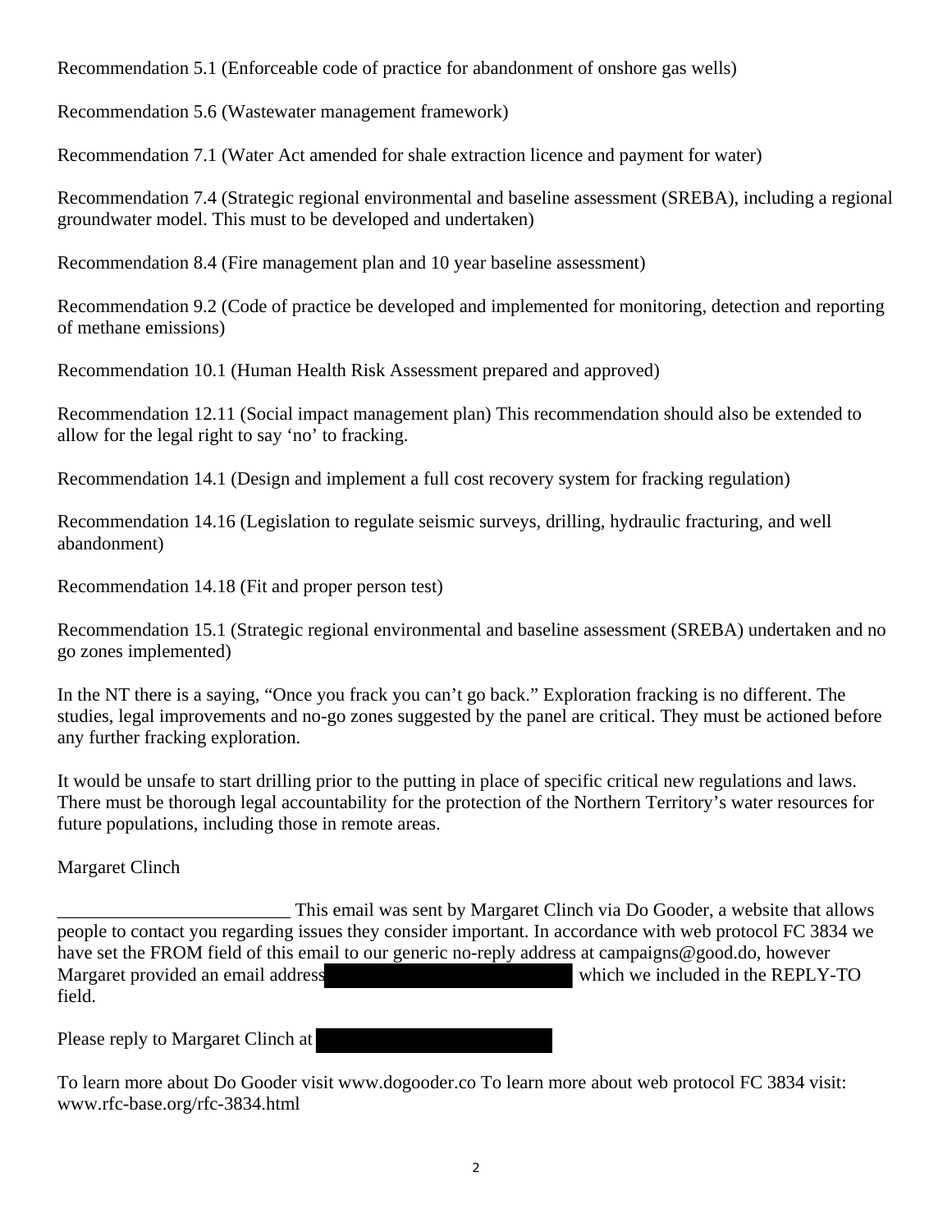Recommendation 5.1 (Enforceable code of practice for abandonment of onshore gas wells)

Recommendation 5.6 (Wastewater management framework)

Recommendation 7.1 (Water Act amended for shale extraction licence and payment for water)

Recommendation 7.4 (Strategic regional environmental and baseline assessment (SREBA), including a regional groundwater model. This must to be developed and undertaken)

Recommendation 8.4 (Fire management plan and 10 year baseline assessment)

Recommendation 9.2 (Code of practice be developed and implemented for monitoring, detection and reporting of methane emissions)

Recommendation 10.1 (Human Health Risk Assessment prepared and approved)

Recommendation 12.11 (Social impact management plan) This recommendation should also be extended to allow for the legal right to say 'no' to fracking.

Recommendation 14.1 (Design and implement a full cost recovery system for fracking regulation)

Recommendation 14.16 (Legislation to regulate seismic surveys, drilling, hydraulic fracturing, and well abandonment)

Recommendation 14.18 (Fit and proper person test)

Recommendation 15.1 (Strategic regional environmental and baseline assessment (SREBA) undertaken and no go zones implemented)

In the NT there is a saying, "Once you frack you can't go back." Exploration fracking is no different. The studies, legal improvements and no-go zones suggested by the panel are critical. They must be actioned before any further fracking exploration.

It would be unsafe to start drilling prior to the putting in place of specific critical new regulations and laws. There must be thorough legal accountability for the protection of the Northern Territory's water resources for future populations, including those in remote areas.

Margaret Clinch

________________________ This email was sent by Margaret Clinch via Do Gooder, a website that allows people to contact you regarding issues they consider important. In accordance with web protocol FC 3834 we have set the FROM field of this email to our generic no-reply address at campaigns@good.do, however Margaret provided an email address [redacted] which we included in the REPLY-TO field.

Please reply to Margaret Clinch at [redacted]

To learn more about Do Gooder visit www.dogooder.co To learn more about web protocol FC 3834 visit: www.rfc-base.org/rfc-3834.html